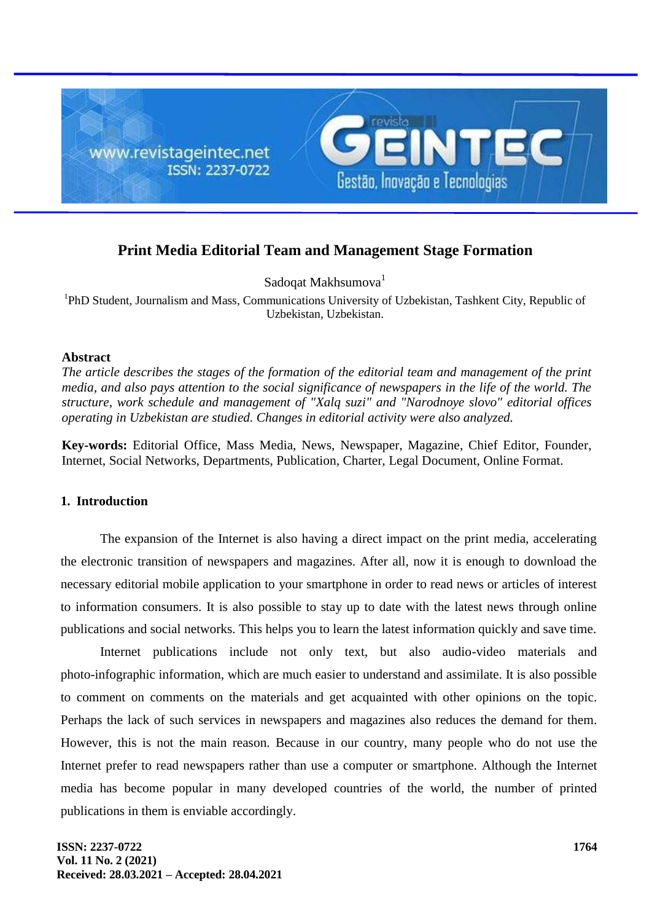# Print Media Editorial Team and Management Stage Formation

Sadoqat Makhsumova[1]

[1]PhD Student, Journalism and Mass, Communications University of Uzbekistan, Tashkent City, Republic of Uzbekistan, Uzbekistan.

## Abstract

*The article describes the stages of the formation of the editorial team and management of the print media, and also pays attention to the social significance of newspapers in the life of the world. The structure, work schedule and management of "Xalq suzi" and "Narodnoye slovo" editorial offices operating in Uzbekistan are studied. Changes in editorial activity were also analyzed.*

**Key-words:** Editorial Office, Mass Media, News, Newspaper, Magazine, Chief Editor, Founder, Internet, Social Networks, Departments, Publication, Charter, Legal Document, Online Format.

## 1. Introduction

The expansion of the Internet is also having a direct impact on the print media, accelerating the electronic transition of newspapers and magazines. After all, now it is enough to download the necessary editorial mobile application to your smartphone in order to read news or articles of interest to information consumers. It is also possible to stay up to date with the latest news through online publications and social networks. This helps you to learn the latest information quickly and save time.

Internet publications include not only text, but also audio-video materials and photo-infographic information, which are much easier to understand and assimilate. It is also possible to comment on comments on the materials and get acquainted with other opinions on the topic. Perhaps the lack of such services in newspapers and magazines also reduces the demand for them. However, this is not the main reason. Because in our country, many people who do not use the Internet prefer to read newspapers rather than use a computer or smartphone. Although the Internet media has become popular in many developed countries of the world, the number of printed publications in them is enviable accordingly.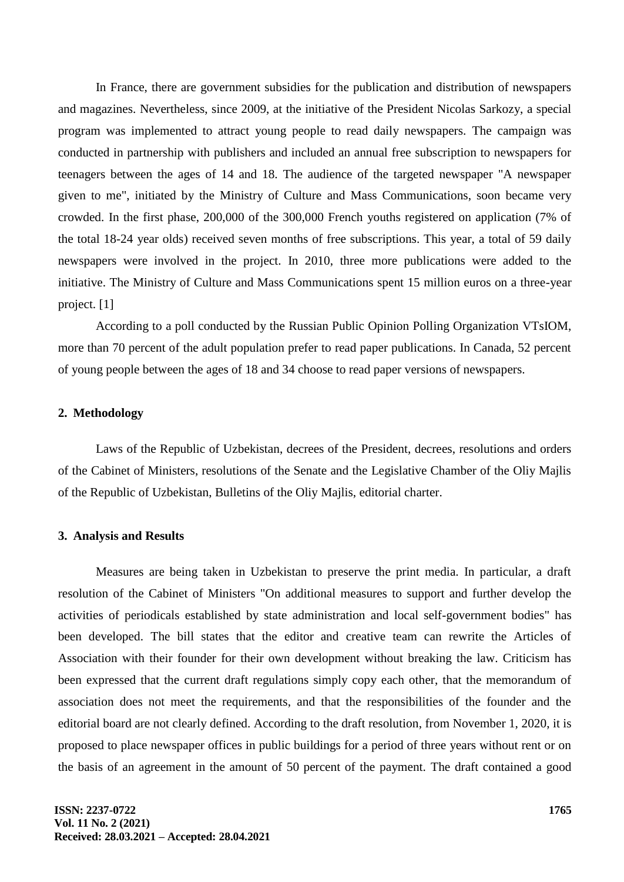In France, there are government subsidies for the publication and distribution of newspapers and magazines. Nevertheless, since 2009, at the initiative of the President Nicolas Sarkozy, a special program was implemented to attract young people to read daily newspapers. The campaign was conducted in partnership with publishers and included an annual free subscription to newspapers for teenagers between the ages of 14 and 18. The audience of the targeted newspaper "A newspaper given to me", initiated by the Ministry of Culture and Mass Communications, soon became very crowded. In the first phase, 200,000 of the 300,000 French youths registered on application (7% of the total 18-24 year olds) received seven months of free subscriptions. This year, a total of 59 daily newspapers were involved in the project. In 2010, three more publications were added to the initiative. The Ministry of Culture and Mass Communications spent 15 million euros on a three-year project. [1]

According to a poll conducted by the Russian Public Opinion Polling Organization VTsIOM, more than 70 percent of the adult population prefer to read paper publications. In Canada, 52 percent of young people between the ages of 18 and 34 choose to read paper versions of newspapers.

## 2. Methodology

Laws of the Republic of Uzbekistan, decrees of the President, decrees, resolutions and orders of the Cabinet of Ministers, resolutions of the Senate and the Legislative Chamber of the Oliy Majlis of the Republic of Uzbekistan, Bulletins of the Oliy Majlis, editorial charter.

## 3. Analysis and Results

Measures are being taken in Uzbekistan to preserve the print media. In particular, a draft resolution of the Cabinet of Ministers "On additional measures to support and further develop the activities of periodicals established by state administration and local self-government bodies" has been developed. The bill states that the editor and creative team can rewrite the Articles of Association with their founder for their own development without breaking the law. Criticism has been expressed that the current draft regulations simply copy each other, that the memorandum of association does not meet the requirements, and that the responsibilities of the founder and the editorial board are not clearly defined. According to the draft resolution, from November 1, 2020, it is proposed to place newspaper offices in public buildings for a period of three years without rent or on the basis of an agreement in the amount of 50 percent of the payment. The draft contained a good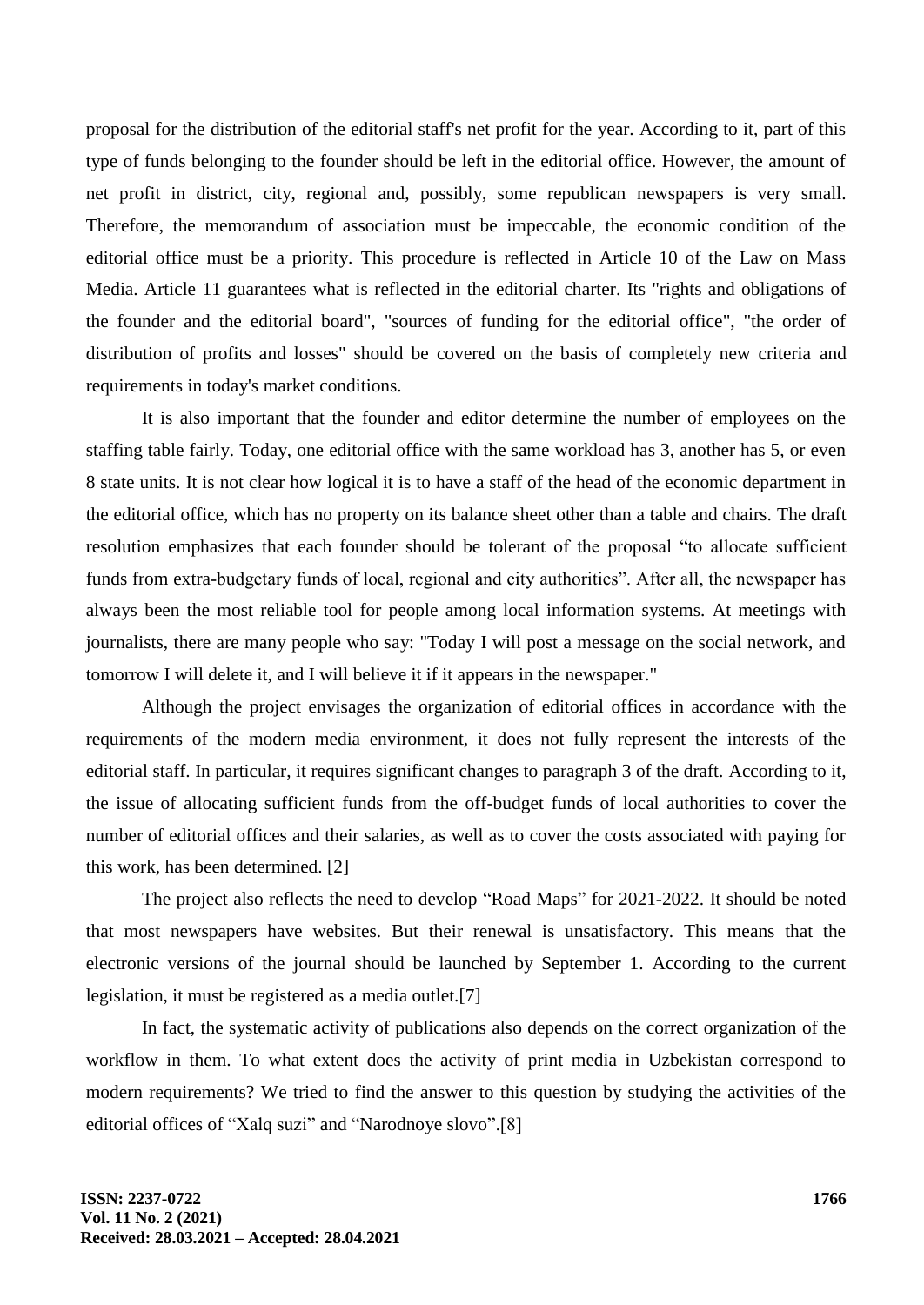proposal for the distribution of the editorial staff's net profit for the year. According to it, part of this type of funds belonging to the founder should be left in the editorial office. However, the amount of net profit in district, city, regional and, possibly, some republican newspapers is very small. Therefore, the memorandum of association must be impeccable, the economic condition of the editorial office must be a priority. This procedure is reflected in Article 10 of the Law on Mass Media. Article 11 guarantees what is reflected in the editorial charter. Its "rights and obligations of the founder and the editorial board", "sources of funding for the editorial office", "the order of distribution of profits and losses" should be covered on the basis of completely new criteria and requirements in today's market conditions.

It is also important that the founder and editor determine the number of employees on the staffing table fairly. Today, one editorial office with the same workload has 3, another has 5, or even 8 state units. It is not clear how logical it is to have a staff of the head of the economic department in the editorial office, which has no property on its balance sheet other than a table and chairs. The draft resolution emphasizes that each founder should be tolerant of the proposal "to allocate sufficient funds from extra-budgetary funds of local, regional and city authorities". After all, the newspaper has always been the most reliable tool for people among local information systems. At meetings with journalists, there are many people who say: "Today I will post a message on the social network, and tomorrow I will delete it, and I will believe it if it appears in the newspaper."

Although the project envisages the organization of editorial offices in accordance with the requirements of the modern media environment, it does not fully represent the interests of the editorial staff. In particular, it requires significant changes to paragraph 3 of the draft. According to it, the issue of allocating sufficient funds from the off-budget funds of local authorities to cover the number of editorial offices and their salaries, as well as to cover the costs associated with paying for this work, has been determined. [2]

The project also reflects the need to develop "Road Maps" for 2021-2022. It should be noted that most newspapers have websites. But their renewal is unsatisfactory. This means that the electronic versions of the journal should be launched by September 1. According to the current legislation, it must be registered as a media outlet.[7]

In fact, the systematic activity of publications also depends on the correct organization of the workflow in them. To what extent does the activity of print media in Uzbekistan correspond to modern requirements? We tried to find the answer to this question by studying the activities of the editorial offices of "Xalq suzi" and "Narodnoye slovo".[8]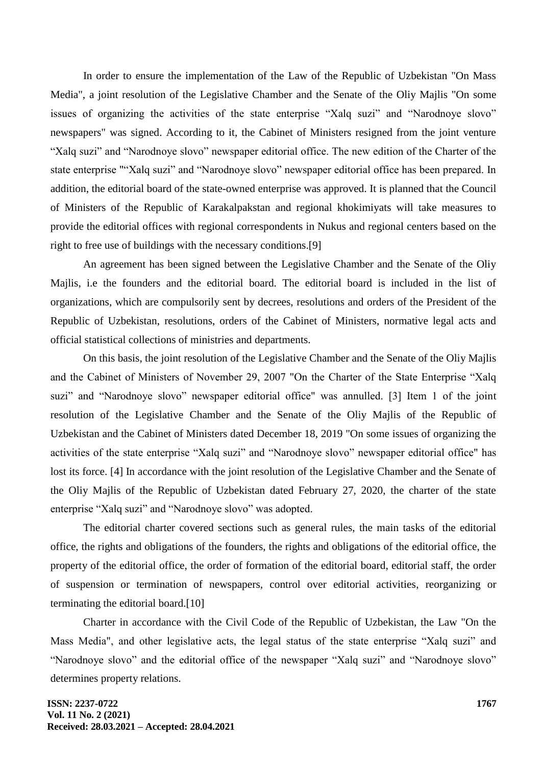In order to ensure the implementation of the Law of the Republic of Uzbekistan "On Mass Media", a joint resolution of the Legislative Chamber and the Senate of the Oliy Majlis "On some issues of organizing the activities of the state enterprise “Xalq suzi” and “Narodnoye slovo” newspapers" was signed. According to it, the Cabinet of Ministers resigned from the joint venture “Xalq suzi” and “Narodnoye slovo” newspaper editorial office. The new edition of the Charter of the state enterprise "“Xalq suzi” and “Narodnoye slovo” newspaper editorial office has been prepared. In addition, the editorial board of the state-owned enterprise was approved. It is planned that the Council of Ministers of the Republic of Karakalpakstan and regional khokimiyats will take measures to provide the editorial offices with regional correspondents in Nukus and regional centers based on the right to free use of buildings with the necessary conditions.[9]

An agreement has been signed between the Legislative Chamber and the Senate of the Oliy Majlis, i.e the founders and the editorial board. The editorial board is included in the list of organizations, which are compulsorily sent by decrees, resolutions and orders of the President of the Republic of Uzbekistan, resolutions, orders of the Cabinet of Ministers, normative legal acts and official statistical collections of ministries and departments.

On this basis, the joint resolution of the Legislative Chamber and the Senate of the Oliy Majlis and the Cabinet of Ministers of November 29, 2007 "On the Charter of the State Enterprise “Xalq suzi” and “Narodnoye slovo” newspaper editorial office" was annulled. [3] Item 1 of the joint resolution of the Legislative Chamber and the Senate of the Oliy Majlis of the Republic of Uzbekistan and the Cabinet of Ministers dated December 18, 2019 "On some issues of organizing the activities of the state enterprise “Xalq suzi” and “Narodnoye slovo” newspaper editorial office" has lost its force. [4] In accordance with the joint resolution of the Legislative Chamber and the Senate of the Oliy Majlis of the Republic of Uzbekistan dated February 27, 2020, the charter of the state enterprise “Xalq suzi” and “Narodnoye slovo” was adopted.

The editorial charter covered sections such as general rules, the main tasks of the editorial office, the rights and obligations of the founders, the rights and obligations of the editorial office, the property of the editorial office, the order of formation of the editorial board, editorial staff, the order of suspension or termination of newspapers, control over editorial activities, reorganizing or terminating the editorial board.[10]

Charter in accordance with the Civil Code of the Republic of Uzbekistan, the Law "On the Mass Media", and other legislative acts, the legal status of the state enterprise “Xalq suzi” and “Narodnoye slovo” and the editorial office of the newspaper “Xalq suzi” and “Narodnoye slovo” determines property relations.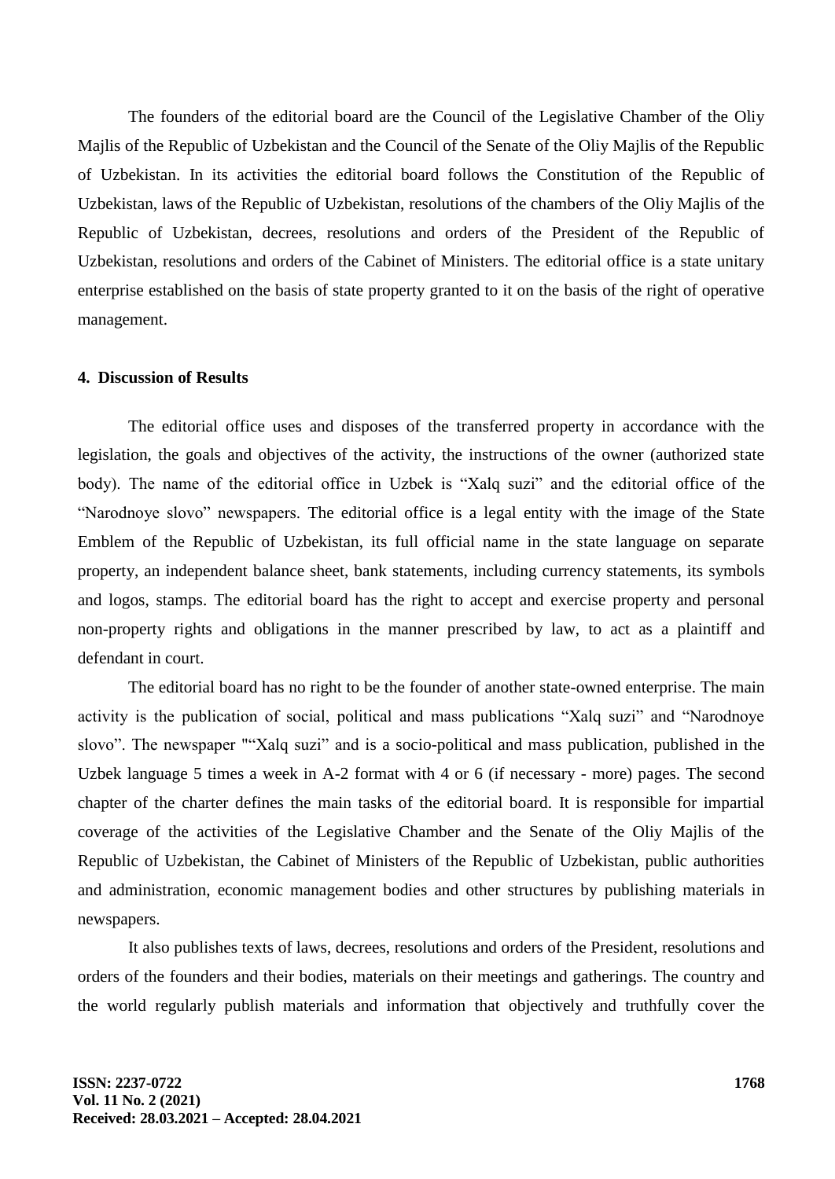The founders of the editorial board are the Council of the Legislative Chamber of the Oliy Majlis of the Republic of Uzbekistan and the Council of the Senate of the Oliy Majlis of the Republic of Uzbekistan. In its activities the editorial board follows the Constitution of the Republic of Uzbekistan, laws of the Republic of Uzbekistan, resolutions of the chambers of the Oliy Majlis of the Republic of Uzbekistan, decrees, resolutions and orders of the President of the Republic of Uzbekistan, resolutions and orders of the Cabinet of Ministers. The editorial office is a state unitary enterprise established on the basis of state property granted to it on the basis of the right of operative management.

#### 4. Discussion of Results

The editorial office uses and disposes of the transferred property in accordance with the legislation, the goals and objectives of the activity, the instructions of the owner (authorized state body). The name of the editorial office in Uzbek is "Xalq suzi" and the editorial office of the "Narodnoye slovo" newspapers. The editorial office is a legal entity with the image of the State Emblem of the Republic of Uzbekistan, its full official name in the state language on separate property, an independent balance sheet, bank statements, including currency statements, its symbols and logos, stamps. The editorial board has the right to accept and exercise property and personal non-property rights and obligations in the manner prescribed by law, to act as a plaintiff and defendant in court.

The editorial board has no right to be the founder of another state-owned enterprise. The main activity is the publication of social, political and mass publications "Xalq suzi" and "Narodnoye slovo". The newspaper ""Xalq suzi" and is a socio-political and mass publication, published in the Uzbek language 5 times a week in A-2 format with 4 or 6 (if necessary - more) pages. The second chapter of the charter defines the main tasks of the editorial board. It is responsible for impartial coverage of the activities of the Legislative Chamber and the Senate of the Oliy Majlis of the Republic of Uzbekistan, the Cabinet of Ministers of the Republic of Uzbekistan, public authorities and administration, economic management bodies and other structures by publishing materials in newspapers.

It also publishes texts of laws, decrees, resolutions and orders of the President, resolutions and orders of the founders and their bodies, materials on their meetings and gatherings. The country and the world regularly publish materials and information that objectively and truthfully cover the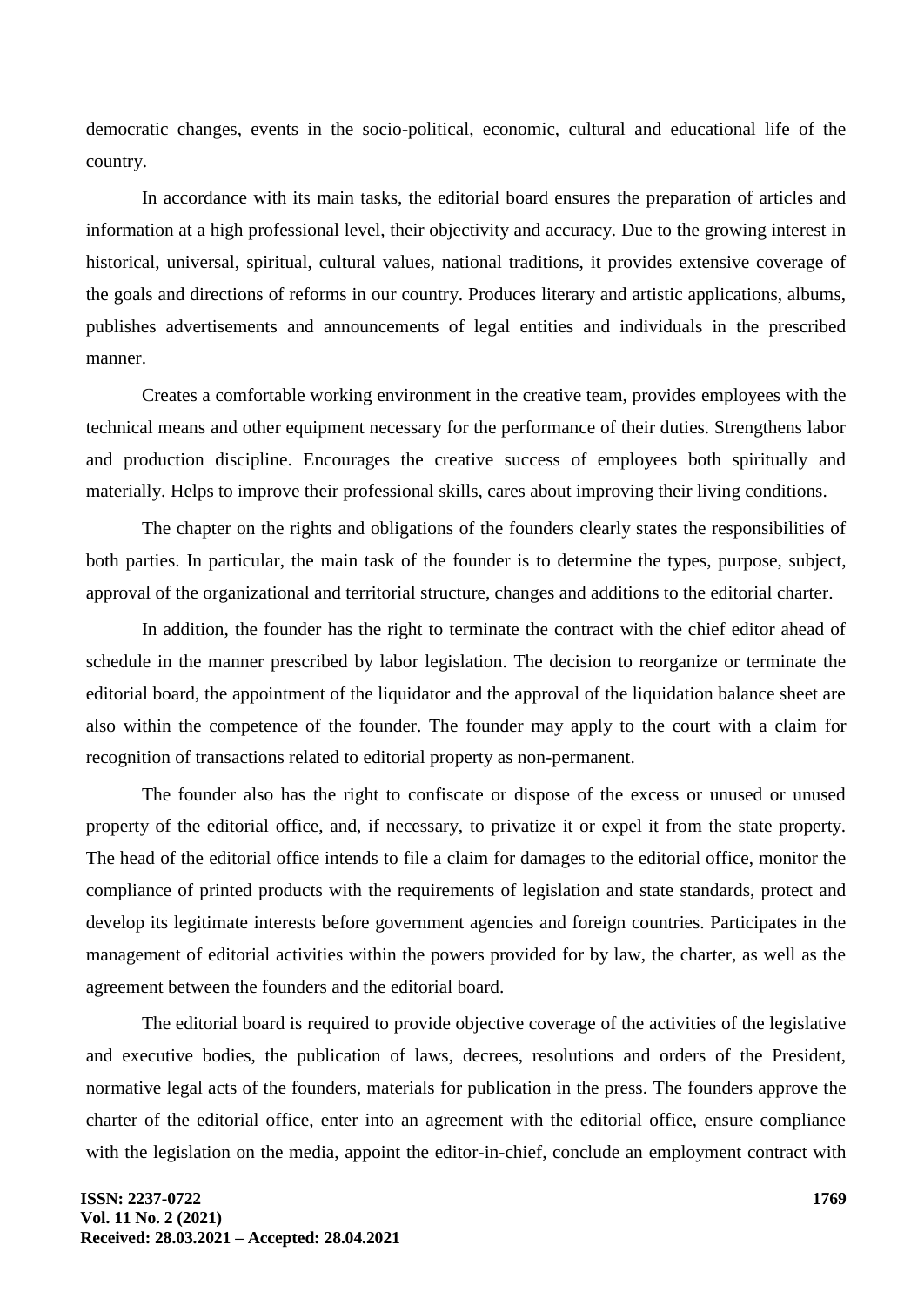democratic changes, events in the socio-political, economic, cultural and educational life of the country.

In accordance with its main tasks, the editorial board ensures the preparation of articles and information at a high professional level, their objectivity and accuracy. Due to the growing interest in historical, universal, spiritual, cultural values, national traditions, it provides extensive coverage of the goals and directions of reforms in our country. Produces literary and artistic applications, albums, publishes advertisements and announcements of legal entities and individuals in the prescribed manner.

Creates a comfortable working environment in the creative team, provides employees with the technical means and other equipment necessary for the performance of their duties. Strengthens labor and production discipline. Encourages the creative success of employees both spiritually and materially. Helps to improve their professional skills, cares about improving their living conditions.

The chapter on the rights and obligations of the founders clearly states the responsibilities of both parties. In particular, the main task of the founder is to determine the types, purpose, subject, approval of the organizational and territorial structure, changes and additions to the editorial charter.

In addition, the founder has the right to terminate the contract with the chief editor ahead of schedule in the manner prescribed by labor legislation. The decision to reorganize or terminate the editorial board, the appointment of the liquidator and the approval of the liquidation balance sheet are also within the competence of the founder. The founder may apply to the court with a claim for recognition of transactions related to editorial property as non-permanent.

The founder also has the right to confiscate or dispose of the excess or unused or unused property of the editorial office, and, if necessary, to privatize it or expel it from the state property. The head of the editorial office intends to file a claim for damages to the editorial office, monitor the compliance of printed products with the requirements of legislation and state standards, protect and develop its legitimate interests before government agencies and foreign countries. Participates in the management of editorial activities within the powers provided for by law, the charter, as well as the agreement between the founders and the editorial board.

The editorial board is required to provide objective coverage of the activities of the legislative and executive bodies, the publication of laws, decrees, resolutions and orders of the President, normative legal acts of the founders, materials for publication in the press. The founders approve the charter of the editorial office, enter into an agreement with the editorial office, ensure compliance with the legislation on the media, appoint the editor-in-chief, conclude an employment contract with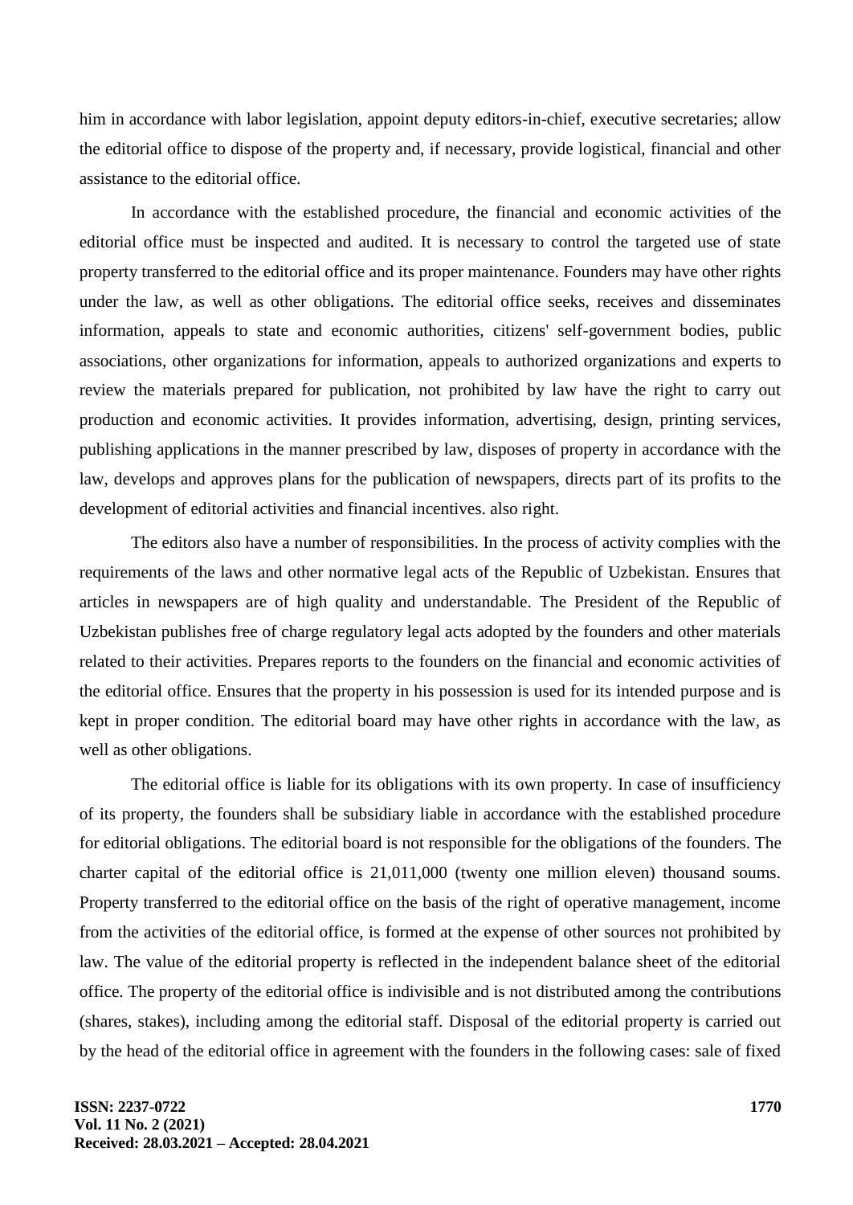him in accordance with labor legislation, appoint deputy editors-in-chief, executive secretaries; allow the editorial office to dispose of the property and, if necessary, provide logistical, financial and other assistance to the editorial office.

In accordance with the established procedure, the financial and economic activities of the editorial office must be inspected and audited. It is necessary to control the targeted use of state property transferred to the editorial office and its proper maintenance. Founders may have other rights under the law, as well as other obligations. The editorial office seeks, receives and disseminates information, appeals to state and economic authorities, citizens' self-government bodies, public associations, other organizations for information, appeals to authorized organizations and experts to review the materials prepared for publication, not prohibited by law have the right to carry out production and economic activities. It provides information, advertising, design, printing services, publishing applications in the manner prescribed by law, disposes of property in accordance with the law, develops and approves plans for the publication of newspapers, directs part of its profits to the development of editorial activities and financial incentives. also right.

The editors also have a number of responsibilities. In the process of activity complies with the requirements of the laws and other normative legal acts of the Republic of Uzbekistan. Ensures that articles in newspapers are of high quality and understandable. The President of the Republic of Uzbekistan publishes free of charge regulatory legal acts adopted by the founders and other materials related to their activities. Prepares reports to the founders on the financial and economic activities of the editorial office. Ensures that the property in his possession is used for its intended purpose and is kept in proper condition. The editorial board may have other rights in accordance with the law, as well as other obligations.

The editorial office is liable for its obligations with its own property. In case of insufficiency of its property, the founders shall be subsidiary liable in accordance with the established procedure for editorial obligations. The editorial board is not responsible for the obligations of the founders. The charter capital of the editorial office is 21,011,000 (twenty one million eleven) thousand soums. Property transferred to the editorial office on the basis of the right of operative management, income from the activities of the editorial office, is formed at the expense of other sources not prohibited by law. The value of the editorial property is reflected in the independent balance sheet of the editorial office. The property of the editorial office is indivisible and is not distributed among the contributions (shares, stakes), including among the editorial staff. Disposal of the editorial property is carried out by the head of the editorial office in agreement with the founders in the following cases: sale of fixed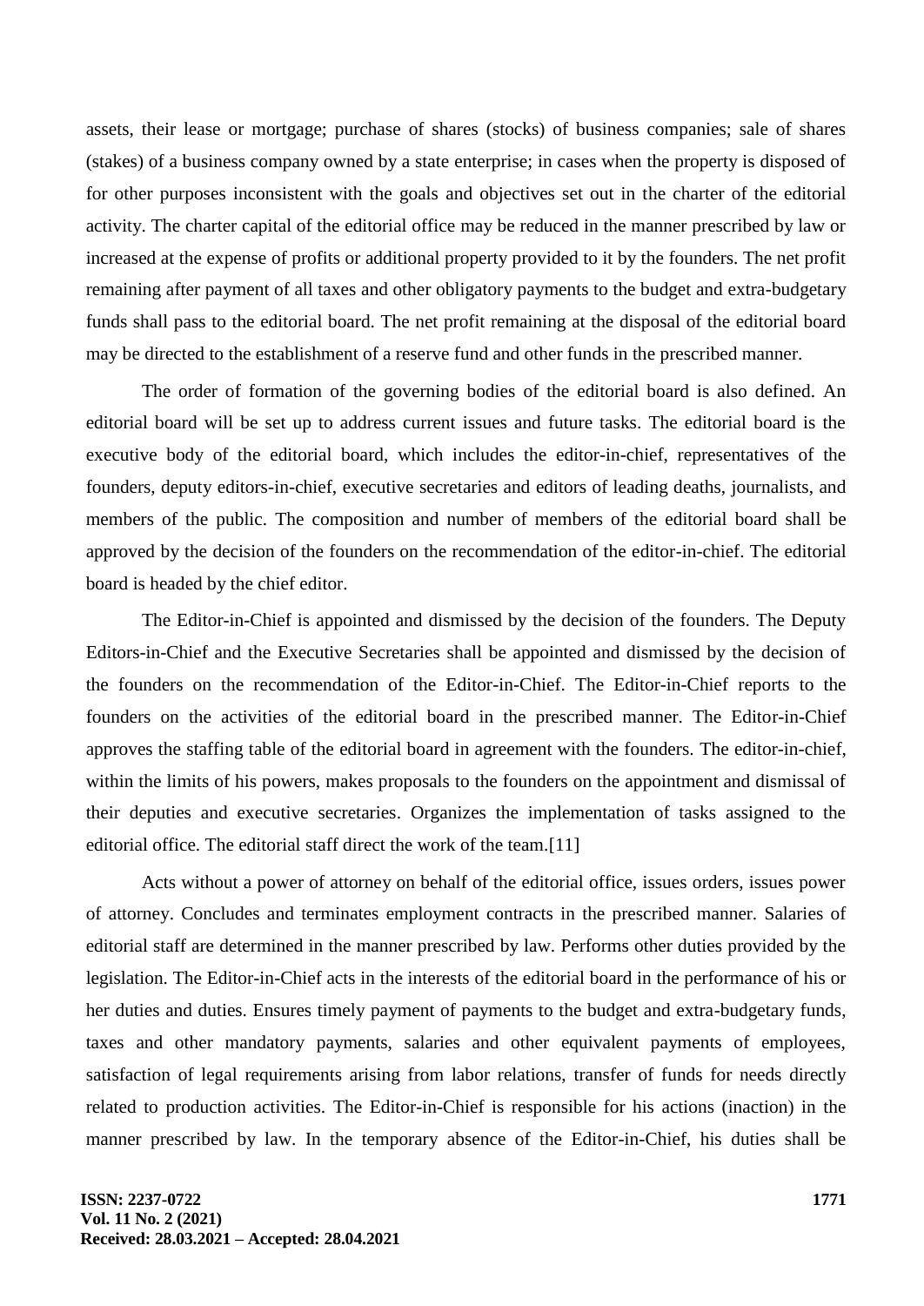assets, their lease or mortgage; purchase of shares (stocks) of business companies; sale of shares (stakes) of a business company owned by a state enterprise; in cases when the property is disposed of for other purposes inconsistent with the goals and objectives set out in the charter of the editorial activity. The charter capital of the editorial office may be reduced in the manner prescribed by law or increased at the expense of profits or additional property provided to it by the founders. The net profit remaining after payment of all taxes and other obligatory payments to the budget and extra-budgetary funds shall pass to the editorial board. The net profit remaining at the disposal of the editorial board may be directed to the establishment of a reserve fund and other funds in the prescribed manner.

The order of formation of the governing bodies of the editorial board is also defined. An editorial board will be set up to address current issues and future tasks. The editorial board is the executive body of the editorial board, which includes the editor-in-chief, representatives of the founders, deputy editors-in-chief, executive secretaries and editors of leading deaths, journalists, and members of the public. The composition and number of members of the editorial board shall be approved by the decision of the founders on the recommendation of the editor-in-chief. The editorial board is headed by the chief editor.

The Editor-in-Chief is appointed and dismissed by the decision of the founders. The Deputy Editors-in-Chief and the Executive Secretaries shall be appointed and dismissed by the decision of the founders on the recommendation of the Editor-in-Chief. The Editor-in-Chief reports to the founders on the activities of the editorial board in the prescribed manner. The Editor-in-Chief approves the staffing table of the editorial board in agreement with the founders. The editor-in-chief, within the limits of his powers, makes proposals to the founders on the appointment and dismissal of their deputies and executive secretaries. Organizes the implementation of tasks assigned to the editorial office. The editorial staff direct the work of the team.[11]

Acts without a power of attorney on behalf of the editorial office, issues orders, issues power of attorney. Concludes and terminates employment contracts in the prescribed manner. Salaries of editorial staff are determined in the manner prescribed by law. Performs other duties provided by the legislation. The Editor-in-Chief acts in the interests of the editorial board in the performance of his or her duties and duties. Ensures timely payment of payments to the budget and extra-budgetary funds, taxes and other mandatory payments, salaries and other equivalent payments of employees, satisfaction of legal requirements arising from labor relations, transfer of funds for needs directly related to production activities. The Editor-in-Chief is responsible for his actions (inaction) in the manner prescribed by law. In the temporary absence of the Editor-in-Chief, his duties shall be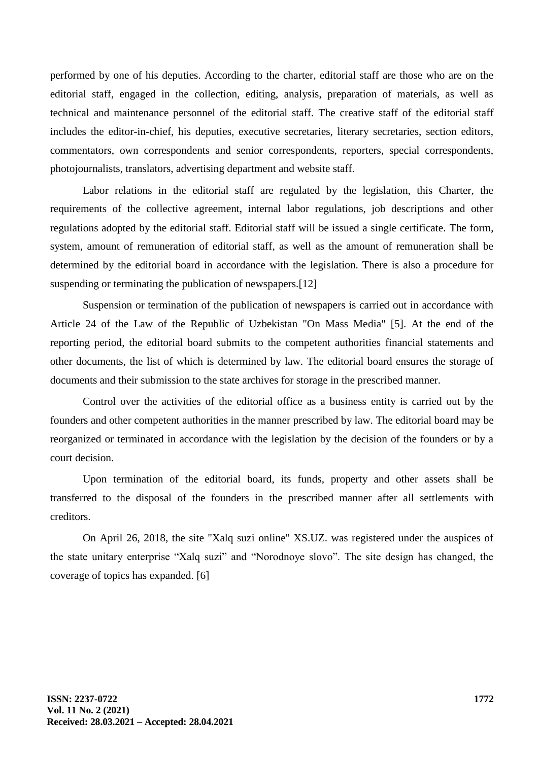performed by one of his deputies. According to the charter, editorial staff are those who are on the editorial staff, engaged in the collection, editing, analysis, preparation of materials, as well as technical and maintenance personnel of the editorial staff. The creative staff of the editorial staff includes the editor-in-chief, his deputies, executive secretaries, literary secretaries, section editors, commentators, own correspondents and senior correspondents, reporters, special correspondents, photojournalists, translators, advertising department and website staff.

Labor relations in the editorial staff are regulated by the legislation, this Charter, the requirements of the collective agreement, internal labor regulations, job descriptions and other regulations adopted by the editorial staff. Editorial staff will be issued a single certificate. The form, system, amount of remuneration of editorial staff, as well as the amount of remuneration shall be determined by the editorial board in accordance with the legislation. There is also a procedure for suspending or terminating the publication of newspapers.[12]

Suspension or termination of the publication of newspapers is carried out in accordance with Article 24 of the Law of the Republic of Uzbekistan "On Mass Media" [5]. At the end of the reporting period, the editorial board submits to the competent authorities financial statements and other documents, the list of which is determined by law. The editorial board ensures the storage of documents and their submission to the state archives for storage in the prescribed manner.

Control over the activities of the editorial office as a business entity is carried out by the founders and other competent authorities in the manner prescribed by law. The editorial board may be reorganized or terminated in accordance with the legislation by the decision of the founders or by a court decision.

Upon termination of the editorial board, its funds, property and other assets shall be transferred to the disposal of the founders in the prescribed manner after all settlements with creditors.

On April 26, 2018, the site "Xalq suzi online" XS.UZ. was registered under the auspices of the state unitary enterprise “Xalq suzi” and “Norodnoye slovo”. The site design has changed, the coverage of topics has expanded. [6]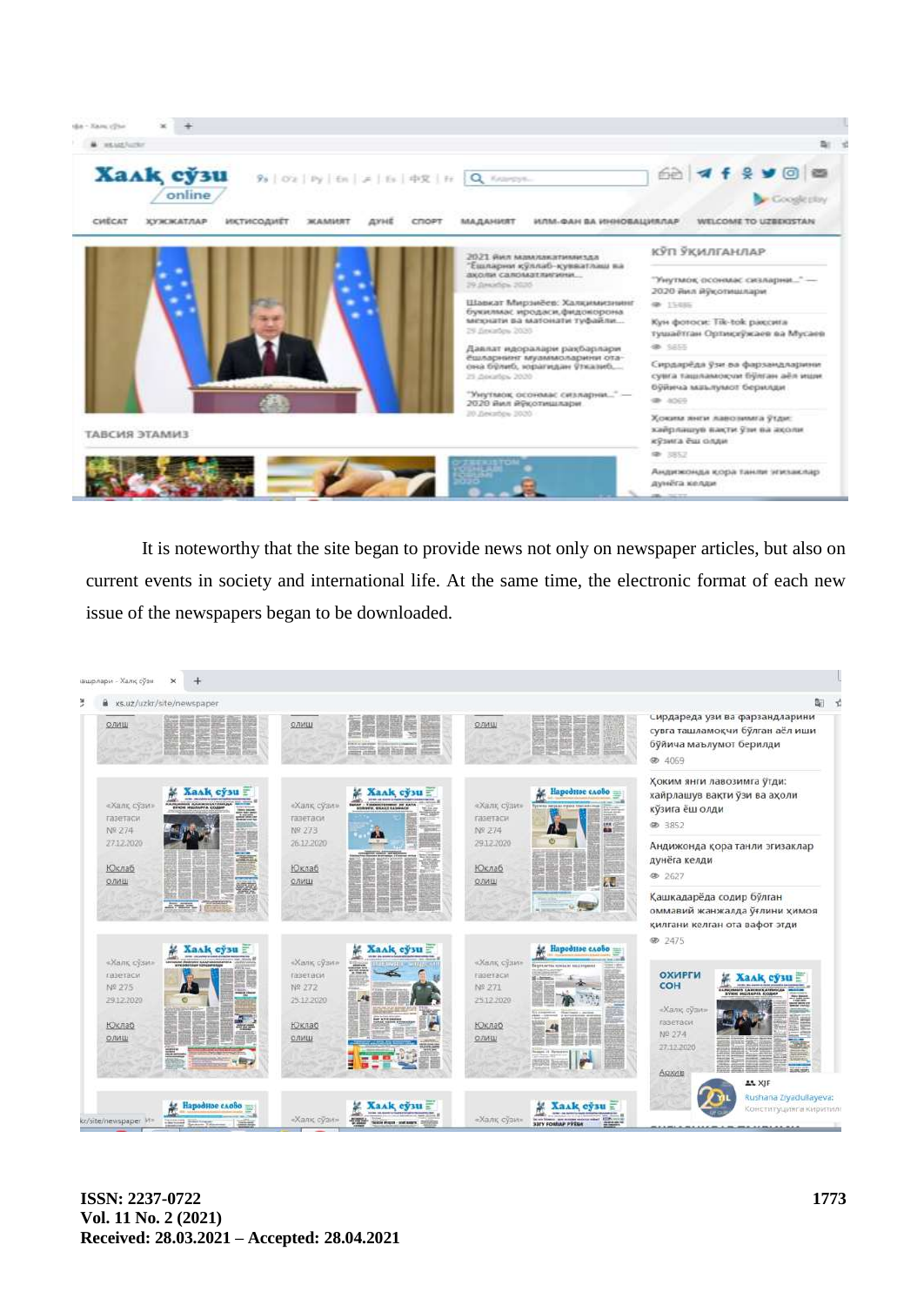It is noteworthy that the site began to provide news not only on newspaper articles, but also on current events in society and international life. At the same time, the electronic format of each new issue of the newspapers began to be downloaded.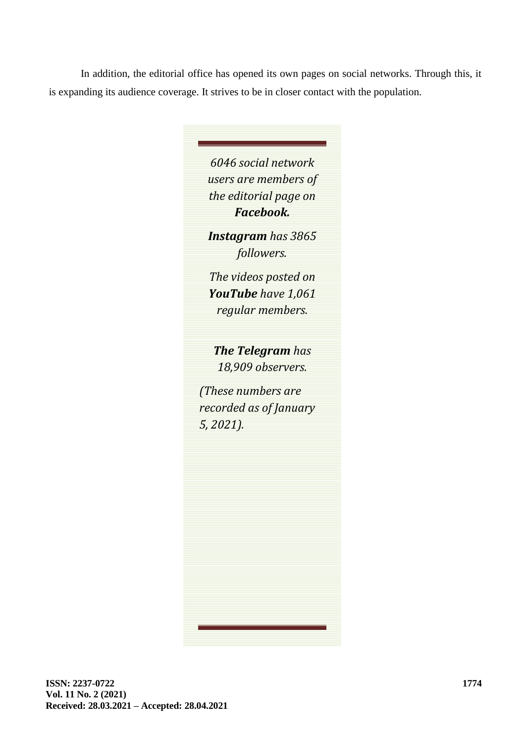In addition, the editorial office has opened its own pages on social networks. Through this, it is expanding its audience coverage. It strives to be in closer contact with the population.

*6046 social network users are members of the editorial page on **Facebook.***

***Instagram** has 3865 followers.*

*The videos posted on **YouTube** have 1,061 regular members.*

***The Telegram** has 18,909 observers.*

*(These numbers are recorded as of January 5, 2021).*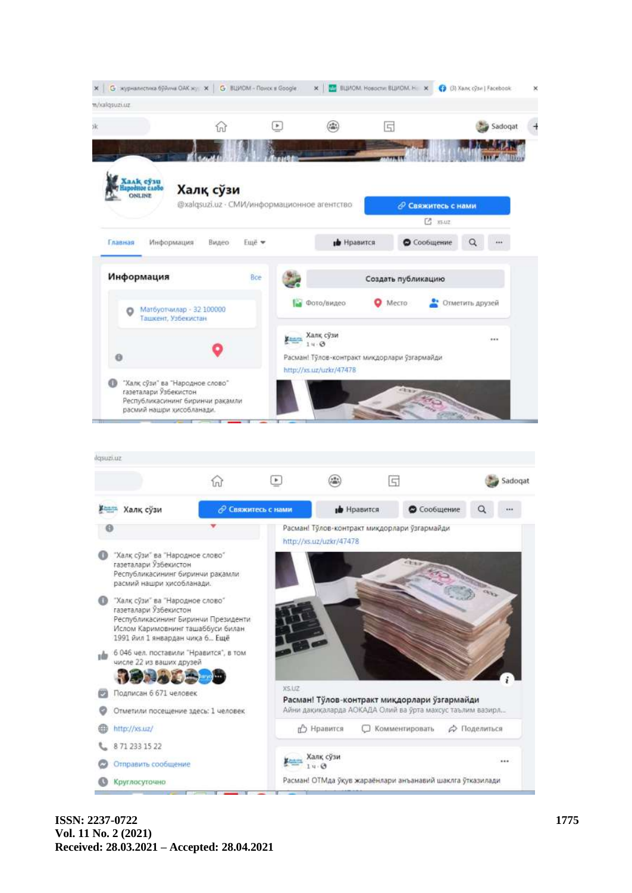Халқ сўзи

@xalqsuzi.uz · СМИ/информационное агентство

Свяжитесь с нами

xs.uz

Главная · Информация · Видео · Ещё

Нравится · Сообщение

**Информация** Все

Матбуотчилар - 32 100000
Ташкент, Узбекистан

"Халқ сўзи" ва "Народное слово" газеталари Ўзбекистон Республикасининг биринчи рақамли расмий нашри ҳисобланади.

Создать публикацию

Фото/видео · Место · Отметить друзей

Халқ сўзи
1 ч

Расман! Тўлов-контракт миқдорлари ўзгармайди
http://xs.uz/uzkr/47478

---

Халқ сўзи

Свяжитесь с нами · Нравится · Сообщение

"Халқ сўзи" ва "Народное слово" газеталари Ўзбекистон Республикасининг биринчи рақамли расмий нашри ҳисобланади.

"Халқ сўзи" ва "Народное слово" газеталари Ўзбекистон Республикасининг Биринчи Президенти Ислом Каримовнинг ташаббуси билан 1991 йил 1 январдан чиқа б... Ещё

6 046 чел. поставили "Нравится", в том числе 22 из ваших друзей

Подписан 6 671 человек

Отметили посещение здесь: 1 человек

http://xs.uz/

8 71 233 15 22

Отправить сообщение

Круглосуточно

Расман! Тўлов-контракт миқдорлари ўзгармайди
http://xs.uz/uzkr/47478

XS.UZ

**Расман! Тўлов-контракт миқдорлари ўзгармайди**
Айни дақиқаларда АОКАДА Олий ва ўрта махсус таълим вазирл...

Нравится · Комментировать · Поделиться

Халқ сўзи
1 ч

Расман! ОТМда ўқув жараёнлари анъанавий шаклга ўтказилади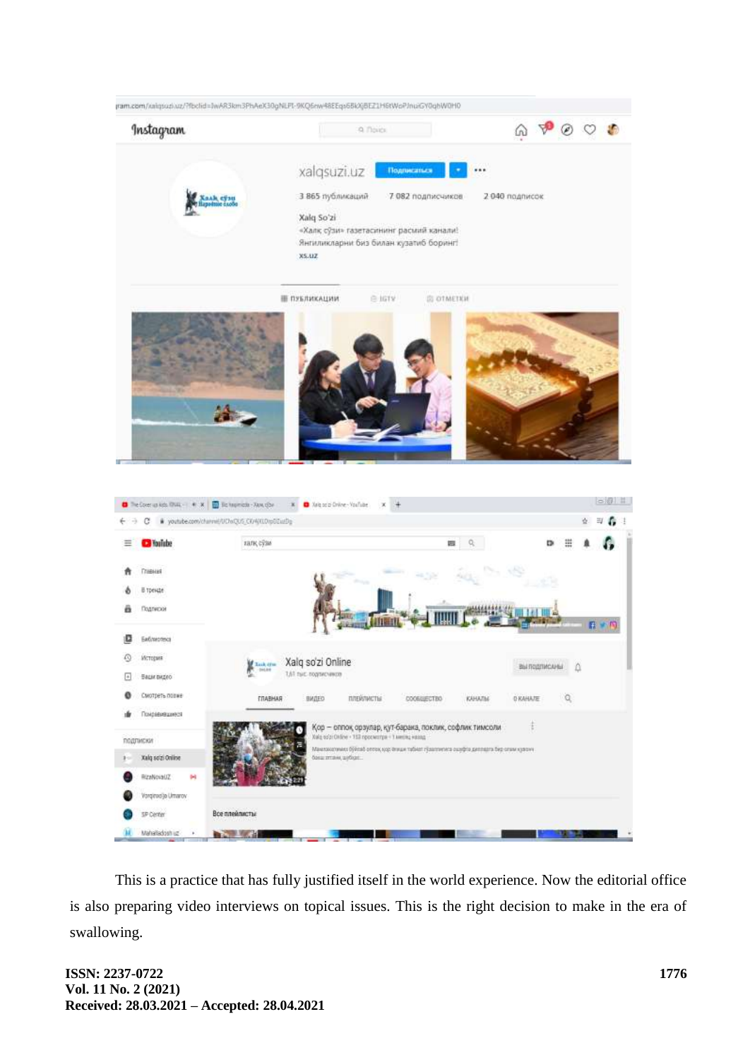This is a practice that has fully justified itself in the world experience. Now the editorial office is also preparing video interviews on topical issues. This is the right decision to make in the era of swallowing.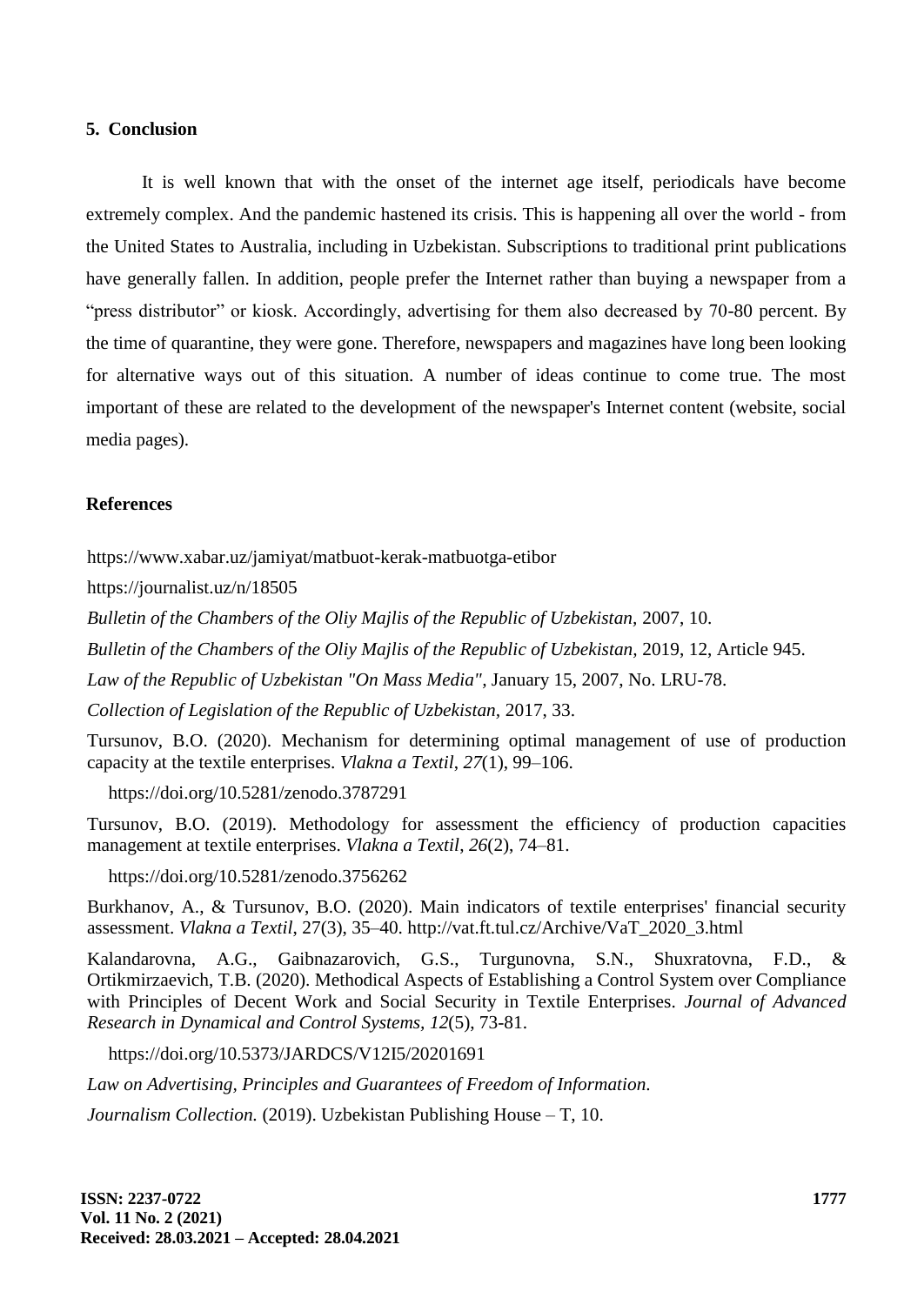## 5. Conclusion

It is well known that with the onset of the internet age itself, periodicals have become extremely complex. And the pandemic hastened its crisis. This is happening all over the world - from the United States to Australia, including in Uzbekistan. Subscriptions to traditional print publications have generally fallen. In addition, people prefer the Internet rather than buying a newspaper from a "press distributor" or kiosk. Accordingly, advertising for them also decreased by 70-80 percent. By the time of quarantine, they were gone. Therefore, newspapers and magazines have long been looking for alternative ways out of this situation. A number of ideas continue to come true. The most important of these are related to the development of the newspaper's Internet content (website, social media pages).

## References

https://www.xabar.uz/jamiyat/matbuot-kerak-matbuotga-etibor

https://journalist.uz/n/18505

*Bulletin of the Chambers of the Oliy Majlis of the Republic of Uzbekistan*, 2007, 10.

*Bulletin of the Chambers of the Oliy Majlis of the Republic of Uzbekistan*, 2019, 12, Article 945.

*Law of the Republic of Uzbekistan "On Mass Media"*, January 15, 2007, No. LRU-78.

*Collection of Legislation of the Republic of Uzbekistan*, 2017, 33.

Tursunov, B.O. (2020). Mechanism for determining optimal management of use of production capacity at the textile enterprises. *Vlakna a Textil*, *27*(1), 99–106. https://doi.org/10.5281/zenodo.3787291

Tursunov, B.O. (2019). Methodology for assessment the efficiency of production capacities management at textile enterprises. *Vlakna a Textil*, *26*(2), 74–81. https://doi.org/10.5281/zenodo.3756262

Burkhanov, A., & Tursunov, B.O. (2020). Main indicators of textile enterprises' financial security assessment. *Vlakna a Textil*, 27(3), 35–40. http://vat.ft.tul.cz/Archive/VaT_2020_3.html

Kalandarovna, A.G., Gaibnazarovich, G.S., Turgunovna, S.N., Shuxratovna, F.D., & Ortikmirzaevich, T.B. (2020). Methodical Aspects of Establishing a Control System over Compliance with Principles of Decent Work and Social Security in Textile Enterprises. *Journal of Advanced Research in Dynamical and Control Systems*, *12*(5), 73-81. https://doi.org/10.5373/JARDCS/V12I5/20201691

*Law on Advertising, Principles and Guarantees of Freedom of Information.*

*Journalism Collection.* (2019). Uzbekistan Publishing House – T, 10.